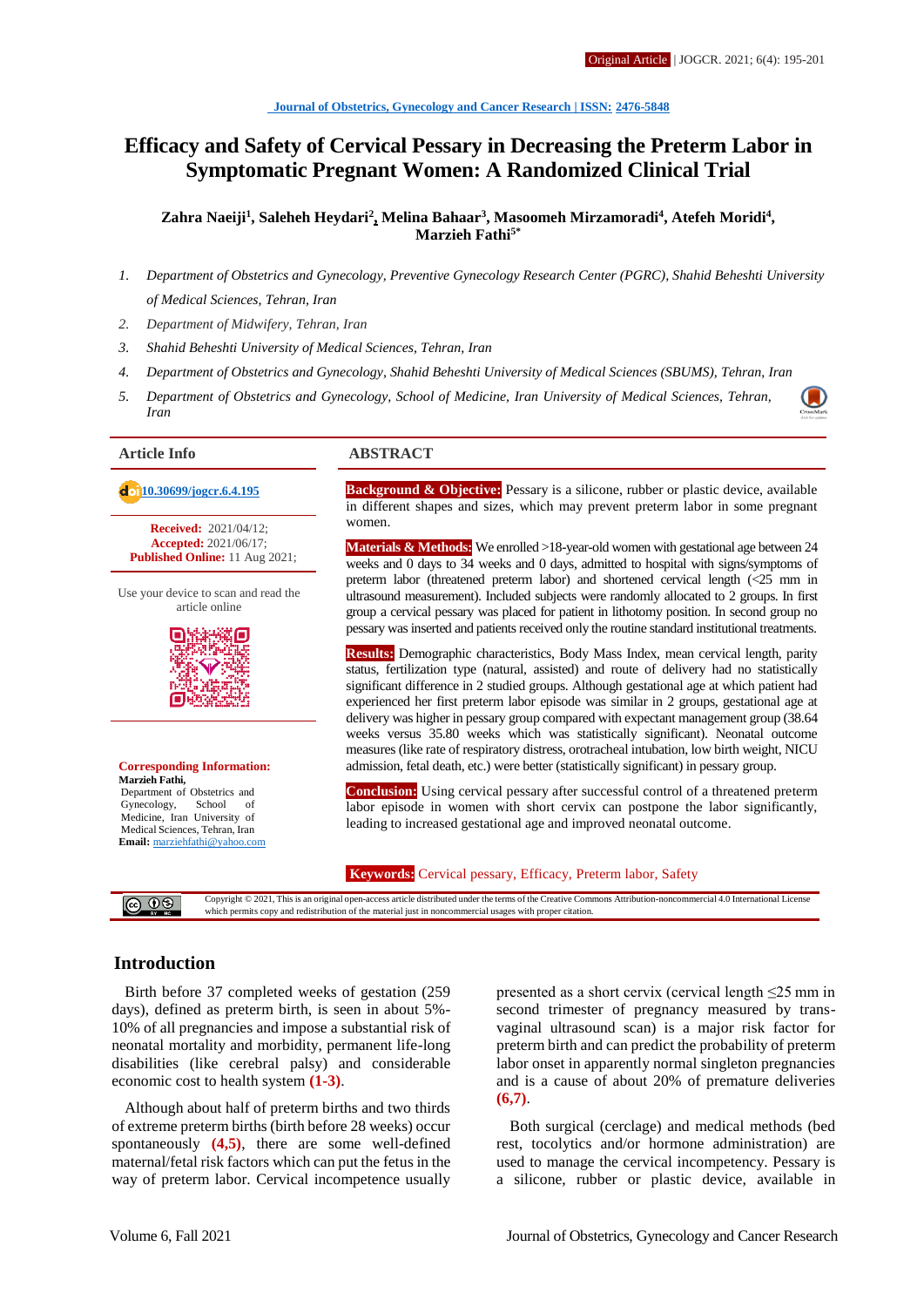Journal of Obstetrics, Gynecology and Cancer Research | ISSN: 2476-5848

# Efficacy and Safety of Cervical Pessary in Decreasing the Preterm Labor in Symptomatic Pregnant Women: A Randomized Clinical Trial

**Zahra Naeiji[1], Saleheh Heydari[2], Melina Bahaar[3], Masoomeh Mirzamoradi[4], Atefeh Moridi[4], Marzieh Fathi[5*]**

1. *Department of Obstetrics and Gynecology, Preventive Gynecology Research Center (PGRC), Shahid Beheshti University of Medical Sciences, Tehran, Iran*
2. *Department of Midwifery, Tehran, Iran*
3. *Shahid Beheshti University of Medical Sciences, Tehran, Iran*
4. *Department of Obstetrics and Gynecology, Shahid Beheshti University of Medical Sciences (SBUMS), Tehran, Iran*
5. *Department of Obstetrics and Gynecology, School of Medicine, Iran University of Medical Sciences, Tehran, Iran*

## Article Info

doi: 10.30699/jogcr.6.4.195

**Received:** 2021/04/12;
**Accepted:** 2021/06/17;
**Published Online:** 11 Aug 2021;

Use your device to scan and read the article online

**Corresponding Information:**
**Marzieh Fathi,**
Department of Obstetrics and Gynecology, School of Medicine, Iran University of Medical Sciences, Tehran, Iran
**Email:** marziehfathi@yahoo.com

## ABSTRACT

**Background & Objective:** Pessary is a silicone, rubber or plastic device, available in different shapes and sizes, which may prevent preterm labor in some pregnant women.

**Materials & Methods:** We enrolled >18-year-old women with gestational age between 24 weeks and 0 days to 34 weeks and 0 days, admitted to hospital with signs/symptoms of preterm labor (threatened preterm labor) and shortened cervical length (<25 mm in ultrasound measurement). Included subjects were randomly allocated to 2 groups. In first group a cervical pessary was placed for patient in lithotomy position. In second group no pessary was inserted and patients received only the routine standard institutional treatments.

**Results:** Demographic characteristics, Body Mass Index, mean cervical length, parity status, fertilization type (natural, assisted) and route of delivery had no statistically significant difference in 2 studied groups. Although gestational age at which patient had experienced her first preterm labor episode was similar in 2 groups, gestational age at delivery was higher in pessary group compared with expectant management group (38.64 weeks versus 35.80 weeks which was statistically significant). Neonatal outcome measures (like rate of respiratory distress, orotracheal intubation, low birth weight, NICU admission, fetal death, etc.) were better (statistically significant) in pessary group.

**Conclusion:** Using cervical pessary after successful control of a threatened preterm labor episode in women with short cervix can postpone the labor significantly, leading to increased gestational age and improved neonatal outcome.

**Keywords:** Cervical pessary, Efficacy, Preterm labor, Safety

Copyright © 2021, This is an original open-access article distributed under the terms of the Creative Commons Attribution-noncommercial 4.0 International License which permits copy and redistribution of the material just in noncommercial usages with proper citation.

## Introduction

Birth before 37 completed weeks of gestation (259 days), defined as preterm birth, is seen in about 5%-10% of all pregnancies and impose a substantial risk of neonatal mortality and morbidity, permanent life-long disabilities (like cerebral palsy) and considerable economic cost to health system **(1-3)**.

Although about half of preterm births and two thirds of extreme preterm births (birth before 28 weeks) occur spontaneously **(4,5)**, there are some well-defined maternal/fetal risk factors which can put the fetus in the way of preterm labor. Cervical incompetence usually presented as a short cervix (cervical length ≤25 mm in second trimester of pregnancy measured by trans-vaginal ultrasound scan) is a major risk factor for preterm birth and can predict the probability of preterm labor onset in apparently normal singleton pregnancies and is a cause of about 20% of premature deliveries **(6,7)**.

Both surgical (cerclage) and medical methods (bed rest, tocolytics and/or hormone administration) are used to manage the cervical incompetency. Pessary is a silicone, rubber or plastic device, available in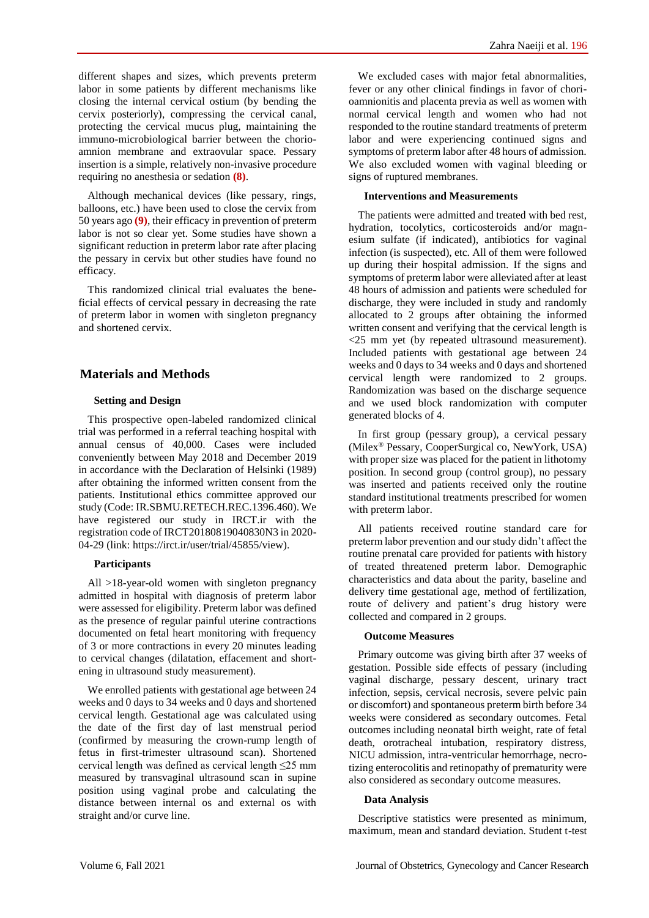different shapes and sizes, which prevents preterm labor in some patients by different mechanisms like closing the internal cervical ostium (by bending the cervix posteriorly), compressing the cervical canal, protecting the cervical mucus plug, maintaining the immuno-microbiological barrier between the chorioamnion membrane and extraovular space. Pessary insertion is a simple, relatively non-invasive procedure requiring no anesthesia or sedation **(8)**.

Although mechanical devices (like pessary, rings, balloons, etc.) have been used to close the cervix from 50 years ago **(9)**, their efficacy in prevention of preterm labor is not so clear yet. Some studies have shown a significant reduction in preterm labor rate after placing the pessary in cervix but other studies have found no efficacy.

This randomized clinical trial evaluates the beneficial effects of cervical pessary in decreasing the rate of preterm labor in women with singleton pregnancy and shortened cervix.

## Materials and Methods

### Setting and Design

This prospective open-labeled randomized clinical trial was performed in a referral teaching hospital with annual census of 40,000. Cases were included conveniently between May 2018 and December 2019 in accordance with the Declaration of Helsinki (1989) after obtaining the informed written consent from the patients. Institutional ethics committee approved our study (Code: IR.SBMU.RETECH.REC.1396.460). We have registered our study in IRCT.ir with the registration code of IRCT20180819040830N3 in 2020-04-29 (link: https://irct.ir/user/trial/45855/view).

### Participants

All >18-year-old women with singleton pregnancy admitted in hospital with diagnosis of preterm labor were assessed for eligibility. Preterm labor was defined as the presence of regular painful uterine contractions documented on fetal heart monitoring with frequency of 3 or more contractions in every 20 minutes leading to cervical changes (dilatation, effacement and shortening in ultrasound study measurement).

We enrolled patients with gestational age between 24 weeks and 0 days to 34 weeks and 0 days and shortened cervical length. Gestational age was calculated using the date of the first day of last menstrual period (confirmed by measuring the crown-rump length of fetus in first-trimester ultrasound scan). Shortened cervical length was defined as cervical length ≤25 mm measured by transvaginal ultrasound scan in supine position using vaginal probe and calculating the distance between internal os and external os with straight and/or curve line.

We excluded cases with major fetal abnormalities, fever or any other clinical findings in favor of chorioamnionitis and placenta previa as well as women with normal cervical length and women who had not responded to the routine standard treatments of preterm labor and were experiencing continued signs and symptoms of preterm labor after 48 hours of admission. We also excluded women with vaginal bleeding or signs of ruptured membranes.

### Interventions and Measurements

The patients were admitted and treated with bed rest, hydration, tocolytics, corticosteroids and/or magnesium sulfate (if indicated), antibiotics for vaginal infection (is suspected), etc. All of them were followed up during their hospital admission. If the signs and symptoms of preterm labor were alleviated after at least 48 hours of admission and patients were scheduled for discharge, they were included in study and randomly allocated to 2 groups after obtaining the informed written consent and verifying that the cervical length is <25 mm yet (by repeated ultrasound measurement). Included patients with gestational age between 24 weeks and 0 days to 34 weeks and 0 days and shortened cervical length were randomized to 2 groups. Randomization was based on the discharge sequence and we used block randomization with computer generated blocks of 4.

In first group (pessary group), a cervical pessary (Milex® Pessary, CooperSurgical co, NewYork, USA) with proper size was placed for the patient in lithotomy position. In second group (control group), no pessary was inserted and patients received only the routine standard institutional treatments prescribed for women with preterm labor.

All patients received routine standard care for preterm labor prevention and our study didn't affect the routine prenatal care provided for patients with history of treated threatened preterm labor. Demographic characteristics and data about the parity, baseline and delivery time gestational age, method of fertilization, route of delivery and patient's drug history were collected and compared in 2 groups.

### Outcome Measures

Primary outcome was giving birth after 37 weeks of gestation. Possible side effects of pessary (including vaginal discharge, pessary descent, urinary tract infection, sepsis, cervical necrosis, severe pelvic pain or discomfort) and spontaneous preterm birth before 34 weeks were considered as secondary outcomes. Fetal outcomes including neonatal birth weight, rate of fetal death, orotracheal intubation, respiratory distress, NICU admission, intra-ventricular hemorrhage, necrotizing enterocolitis and retinopathy of prematurity were also considered as secondary outcome measures.

### Data Analysis

Descriptive statistics were presented as minimum, maximum, mean and standard deviation. Student t-test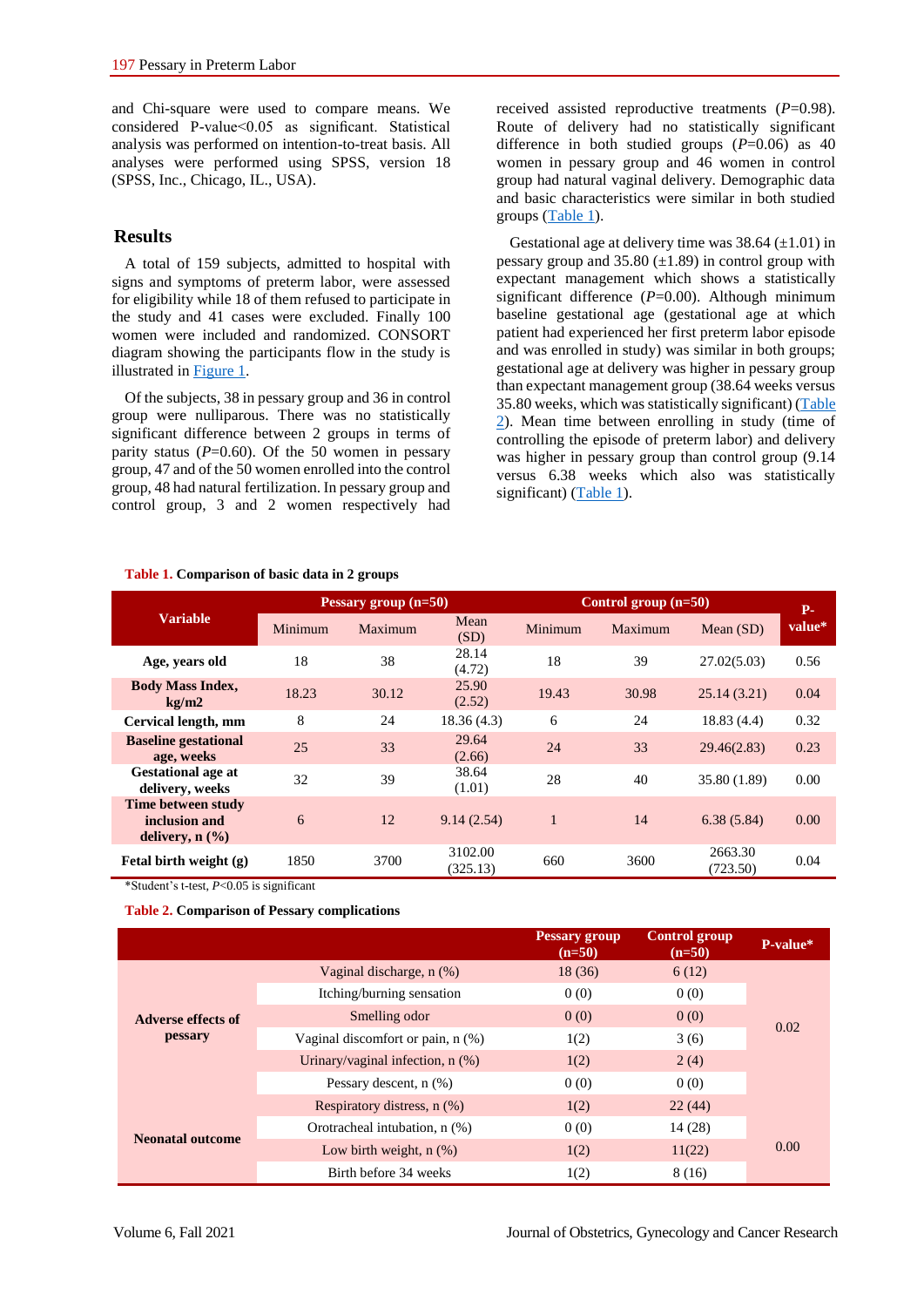and Chi-square were used to compare means. We considered P-value<0.05 as significant. Statistical analysis was performed on intention-to-treat basis. All analyses were performed using SPSS, version 18 (SPSS, Inc., Chicago, IL., USA).

## Results

A total of 159 subjects, admitted to hospital with signs and symptoms of preterm labor, were assessed for eligibility while 18 of them refused to participate in the study and 41 cases were excluded. Finally 100 women were included and randomized. CONSORT diagram showing the participants flow in the study is illustrated in Figure 1.

Of the subjects, 38 in pessary group and 36 in control group were nulliparous. There was no statistically significant difference between 2 groups in terms of parity status (*P*=0.60). Of the 50 women in pessary group, 47 and of the 50 women enrolled into the control group, 48 had natural fertilization. In pessary group and control group, 3 and 2 women respectively had received assisted reproductive treatments (*P*=0.98). Route of delivery had no statistically significant difference in both studied groups (*P*=0.06) as 40 women in pessary group and 46 women in control group had natural vaginal delivery. Demographic data and basic characteristics were similar in both studied groups (Table 1).

Gestational age at delivery time was 38.64 (±1.01) in pessary group and 35.80 (±1.89) in control group with expectant management which shows a statistically significant difference (*P*=0.00). Although minimum baseline gestational age (gestational age at which patient had experienced her first preterm labor episode and was enrolled in study) was similar in both groups; gestational age at delivery was higher in pessary group than expectant management group (38.64 weeks versus 35.80 weeks, which was statistically significant) (Table 2). Mean time between enrolling in study (time of controlling the episode of preterm labor) and delivery was higher in pessary group than control group (9.14 versus 6.38 weeks which also was statistically significant) (Table 1).

**Table 1.** **Comparison of basic data in 2 groups**

| Variable | Pessary group (n=50) | | | Control group (n=50) | | | P-value* |
|---|---|---|---|---|---|---|---|
| | Minimum | Maximum | Mean (SD) | Minimum | Maximum | Mean (SD) | |
| **Age, years old** | 18 | 38 | 28.14 (4.72) | 18 | 39 | 27.02(5.03) | 0.56 |
| **Body Mass Index, kg/m2** | 18.23 | 30.12 | 25.90 (2.52) | 19.43 | 30.98 | 25.14 (3.21) | 0.04 |
| **Cervical length, mm** | 8 | 24 | 18.36 (4.3) | 6 | 24 | 18.83 (4.4) | 0.32 |
| **Baseline gestational age, weeks** | 25 | 33 | 29.64 (2.66) | 24 | 33 | 29.46(2.83) | 0.23 |
| **Gestational age at delivery, weeks** | 32 | 39 | 38.64 (1.01) | 28 | 40 | 35.80 (1.89) | 0.00 |
| **Time between study inclusion and delivery, n (%)** | 6 | 12 | 9.14 (2.54) | 1 | 14 | 6.38 (5.84) | 0.00 |
| **Fetal birth weight (g)** | 1850 | 3700 | 3102.00 (325.13) | 660 | 3600 | 2663.30 (723.50) | 0.04 |

*Student's t-test, *P*<0.05 is significant

**Table 2.** **Comparison of Pessary complications**

| | | Pessary group (n=50) | Control group (n=50) | P-value* |
|---|---|---|---|---|
| **Adverse effects of pessary** | Vaginal discharge, n (%) | 18 (36) | 6 (12) | 0.02 |
| | Itching/burning sensation | 0 (0) | 0 (0) | |
| | Smelling odor | 0 (0) | 0 (0) | |
| | Vaginal discomfort or pain, n (%) | 1(2) | 3 (6) | |
| | Urinary/vaginal infection, n (%) | 1(2) | 2 (4) | |
| | Pessary descent, n (%) | 0 (0) | 0 (0) | |
| **Neonatal outcome** | Respiratory distress, n (%) | 1(2) | 22 (44) | 0.00 |
| | Orotracheal intubation, n (%) | 0 (0) | 14 (28) | |
| | Low birth weight, n (%) | 1(2) | 11(22) | |
| | Birth before 34 weeks | 1(2) | 8 (16) | |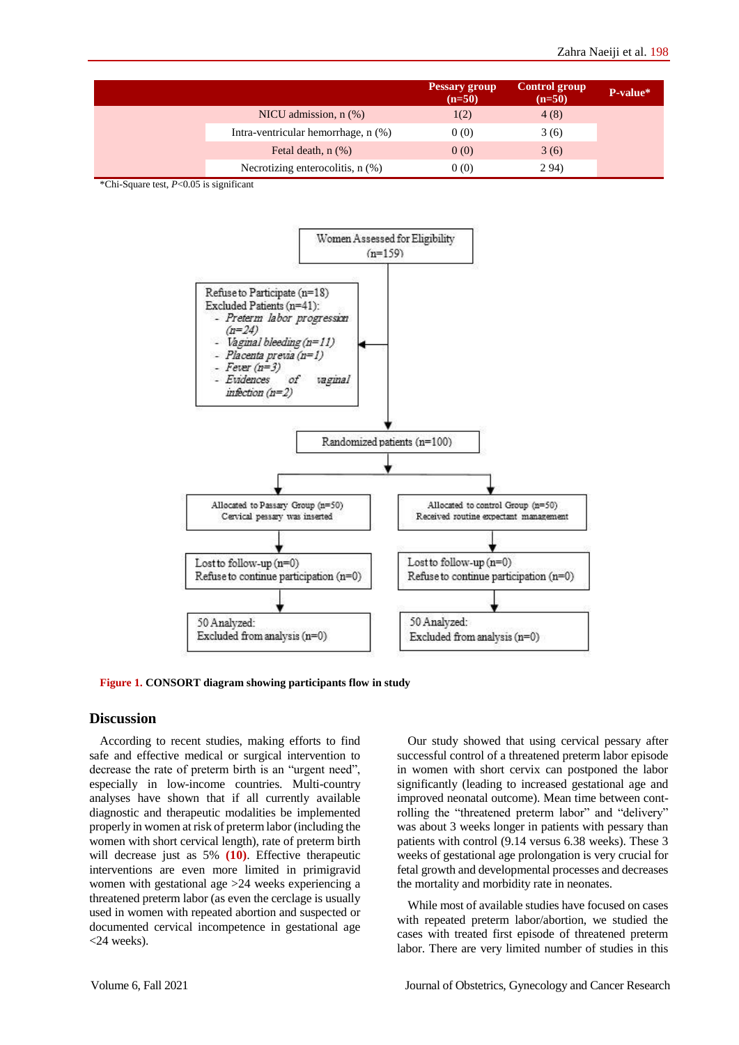|  | Pessary group (n=50) | Control group (n=50) | P-value* |
|---|---|---|---|
| NICU admission, n (%) | 1(2) | 4 (8) |  |
| Intra-ventricular hemorrhage, n (%) | 0 (0) | 3 (6) |  |
| Fetal death, n (%) | 0 (0) | 3 (6) |  |
| Necrotizing enterocolitis, n (%) | 0 (0) | 2 94) |  |

*Chi-Square test, $P<0.05$ is significant

Women Assessed for Eligibility (n=159)

Refuse to Participate (n=18)
Excluded Patients (n=41):
- *Preterm labor progression (n=24)*
- *Vaginal bleeding (n=11)*
- *Placenta previa (n=1)*
- *Fever (n=3)*
- *Evidences of vaginal infection (n=2)*

Randomized patients (n=100)

Allocated to Passary Group (n=50)
Cervical pessary was inserted

Allocated to control Group (n=50)
Received routine expectant management

Lost to follow-up (n=0)
Refuse to continue participation (n=0)

Lost to follow-up (n=0)
Refuse to continue participation (n=0)

50 Analyzed:
Excluded from analysis (n=0)

50 Analyzed:
Excluded from analysis (n=0)

**Figure 1. CONSORT diagram showing participants flow in study**

## Discussion

According to recent studies, making efforts to find safe and effective medical or surgical intervention to decrease the rate of preterm birth is an "urgent need", especially in low-income countries. Multi-country analyses have shown that if all currently available diagnostic and therapeutic modalities be implemented properly in women at risk of preterm labor (including the women with short cervical length), rate of preterm birth will decrease just as 5% **(10)**. Effective therapeutic interventions are even more limited in primigravid women with gestational age >24 weeks experiencing a threatened preterm labor (as even the cerclage is usually used in women with repeated abortion and suspected or documented cervical incompetence in gestational age <24 weeks).

Our study showed that using cervical pessary after successful control of a threatened preterm labor episode in women with short cervix can postponed the labor significantly (leading to increased gestational age and improved neonatal outcome). Mean time between controlling the "threatened preterm labor" and "delivery" was about 3 weeks longer in patients with pessary than patients with control (9.14 versus 6.38 weeks). These 3 weeks of gestational age prolongation is very crucial for fetal growth and developmental processes and decreases the mortality and morbidity rate in neonates.

While most of available studies have focused on cases with repeated preterm labor/abortion, we studied the cases with treated first episode of threatened preterm labor. There are very limited number of studies in this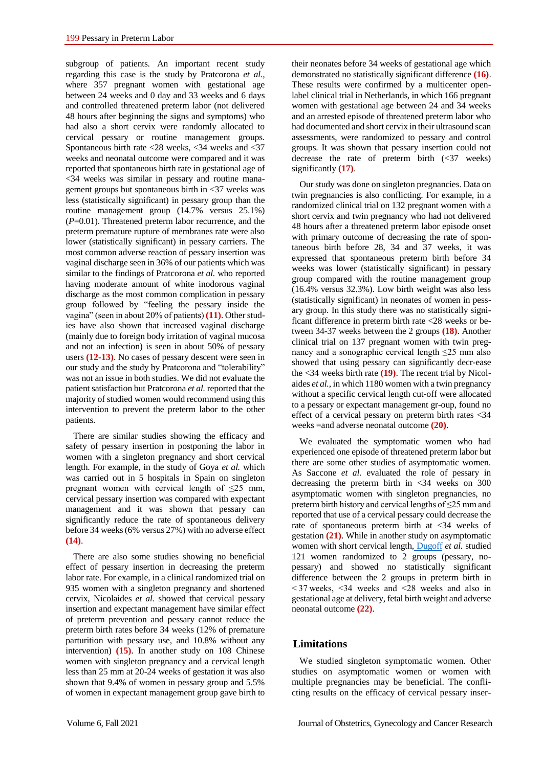subgroup of patients. An important recent study regarding this case is the study by Pratcorona *et al.*, where 357 pregnant women with gestational age between 24 weeks and 0 day and 33 weeks and 6 days and controlled threatened preterm labor (not delivered 48 hours after beginning the signs and symptoms) who had also a short cervix were randomly allocated to cervical pessary or routine management groups. Spontaneous birth rate <28 weeks, <34 weeks and <37 weeks and neonatal outcome were compared and it was reported that spontaneous birth rate in gestational age of <34 weeks was similar in pessary and routine management groups but spontaneous birth in <37 weeks was less (statistically significant) in pessary group than the routine management group (14.7% versus 25.1%) (*P*=0.01). Threatened preterm labor recurrence, and the preterm premature rupture of membranes rate were also lower (statistically significant) in pessary carriers. The most common adverse reaction of pessary insertion was vaginal discharge seen in 36% of our patients which was similar to the findings of Pratcorona *et al.* who reported having moderate amount of white inodorous vaginal discharge as the most common complication in pessary group followed by "feeling the pessary inside the vagina" (seen in about 20% of patients) **(11)**. Other studies have also shown that increased vaginal discharge (mainly due to foreign body irritation of vaginal mucosa and not an infection) is seen in about 50% of pessary users **(12-13)**. No cases of pessary descent were seen in our study and the study by Pratcorona and "tolerability" was not an issue in both studies. We did not evaluate the patient satisfaction but Pratcorona *et al.* reported that the majority of studied women would recommend using this intervention to prevent the preterm labor to the other patients.

There are similar studies showing the efficacy and safety of pessary insertion in postponing the labor in women with a singleton pregnancy and short cervical length. For example, in the study of Goya *et al.* which was carried out in 5 hospitals in Spain on singleton pregnant women with cervical length of ≤25 mm, cervical pessary insertion was compared with expectant management and it was shown that pessary can significantly reduce the rate of spontaneous delivery before 34 weeks (6% versus 27%) with no adverse effect **(14)**.

There are also some studies showing no beneficial effect of pessary insertion in decreasing the preterm labor rate. For example, in a clinical randomized trial on 935 women with a singleton pregnancy and shortened cervix, Nicolaides *et al.* showed that cervical pessary insertion and expectant management have similar effect of preterm prevention and pessary cannot reduce the preterm birth rates before 34 weeks (12% of premature parturition with pessary use, and 10.8% without any intervention) **(15)**. In another study on 108 Chinese women with singleton pregnancy and a cervical length less than 25 mm at 20-24 weeks of gestation it was also shown that 9.4% of women in pessary group and 5.5% of women in expectant management group gave birth to their neonates before 34 weeks of gestational age which demonstrated no statistically significant difference **(16)**. These results were confirmed by a multicenter open-label clinical trial in Netherlands, in which 166 pregnant women with gestational age between 24 and 34 weeks and an arrested episode of threatened preterm labor who had documented and short cervix in their ultrasound scan assessments, were randomized to pessary and control groups. It was shown that pessary insertion could not decrease the rate of preterm birth (<37 weeks) significantly **(17)**.

Our study was done on singleton pregnancies. Data on twin pregnancies is also conflicting. For example, in a randomized clinical trial on 132 pregnant women with a short cervix and twin pregnancy who had not delivered 48 hours after a threatened preterm labor episode onset with primary outcome of decreasing the rate of spontaneous birth before 28, 34 and 37 weeks, it was expressed that spontaneous preterm birth before 34 weeks was lower (statistically significant) in pessary group compared with the routine management group (16.4% versus 32.3%). Low birth weight was also less (statistically significant) in neonates of women in pessary group. In this study there was no statistically significant difference in preterm birth rate <28 weeks or between 34-37 weeks between the 2 groups **(18)**. Another clinical trial on 137 pregnant women with twin pregnancy and a sonographic cervical length ≤25 mm also showed that using pessary can significantly decrease the <34 weeks birth rate **(19)**. The recent trial by Nicolaides *et al.*, in which 1180 women with a twin pregnancy without a specific cervical length cut-off were allocated to a pessary or expectant management group, found no effect of a cervical pessary on preterm birth rates <34 weeks =and adverse neonatal outcome **(20)**.

We evaluated the symptomatic women who had experienced one episode of threatened preterm labor but there are some other studies of asymptomatic women. As Saccone *et al.* evaluated the role of pessary in decreasing the preterm birth in <34 weeks on 300 asymptomatic women with singleton pregnancies, no preterm birth history and cervical lengths of ≤25 mm and reported that use of a cervical pessary could decrease the rate of spontaneous preterm birth at <34 weeks of gestation **(21)**. While in another study on asymptomatic women with short cervical length, Dugoff *et al.* studied 121 women randomized to 2 groups (pessary, no-pessary) and showed no statistically significant difference between the 2 groups in preterm birth in < 37 weeks, <34 weeks and <28 weeks and also in gestational age at delivery, fetal birth weight and adverse neonatal outcome **(22)**.

## Limitations

We studied singleton symptomatic women. Other studies on asymptomatic women or women with multiple pregnancies may be beneficial. The conflicting results on the efficacy of cervical pessary inser-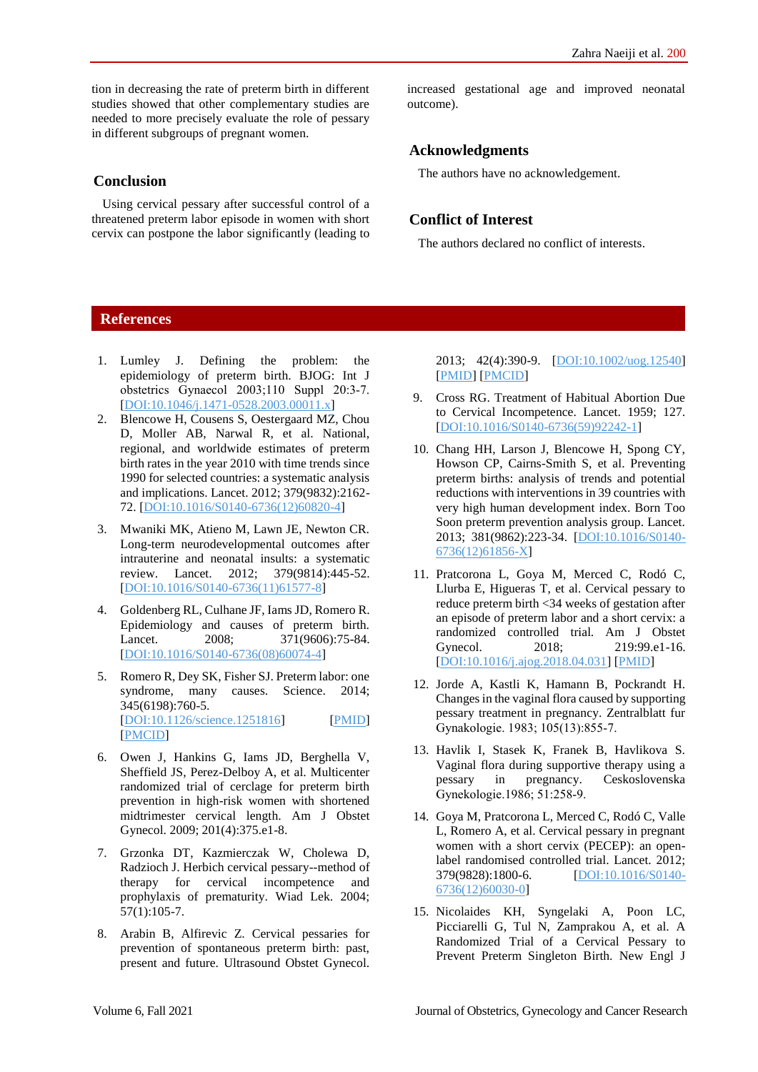tion in decreasing the rate of preterm birth in different studies showed that other complementary studies are needed to more precisely evaluate the role of pessary in different subgroups of pregnant women.

## Conclusion

Using cervical pessary after successful control of a threatened preterm labor episode in women with short cervix can postpone the labor significantly (leading to increased gestational age and improved neonatal outcome).

## Acknowledgments

The authors have no acknowledgement.

## Conflict of Interest

The authors declared no conflict of interests.

## References

1. Lumley J. Defining the problem: the epidemiology of preterm birth. BJOG: Int J obstetrics Gynaecol 2003;110 Suppl 20:3-7. [DOI:10.1046/j.1471-0528.2003.00011.x]
2. Blencowe H, Cousens S, Oestergaard MZ, Chou D, Moller AB, Narwal R, et al. National, regional, and worldwide estimates of preterm birth rates in the year 2010 with time trends since 1990 for selected countries: a systematic analysis and implications. Lancet. 2012; 379(9832):2162-72. [DOI:10.1016/S0140-6736(12)60820-4]
3. Mwaniki MK, Atieno M, Lawn JE, Newton CR. Long-term neurodevelopmental outcomes after intrauterine and neonatal insults: a systematic review. Lancet. 2012; 379(9814):445-52. [DOI:10.1016/S0140-6736(11)61577-8]
4. Goldenberg RL, Culhane JF, Iams JD, Romero R. Epidemiology and causes of preterm birth. Lancet. 2008; 371(9606):75-84. [DOI:10.1016/S0140-6736(08)60074-4]
5. Romero R, Dey SK, Fisher SJ. Preterm labor: one syndrome, many causes. Science. 2014; 345(6198):760-5. [DOI:10.1126/science.1251816] [PMID] [PMCID]
6. Owen J, Hankins G, Iams JD, Berghella V, Sheffield JS, Perez-Delboy A, et al. Multicenter randomized trial of cerclage for preterm birth prevention in high-risk women with shortened midtrimester cervical length. Am J Obstet Gynecol. 2009; 201(4):375.e1-8.
7. Grzonka DT, Kazmierczak W, Cholewa D, Radzioch J. Herbich cervical pessary--method of therapy for cervical incompetence and prophylaxis of prematurity. Wiad Lek. 2004; 57(1):105-7.
8. Arabin B, Alfirevic Z. Cervical pessaries for prevention of spontaneous preterm birth: past, present and future. Ultrasound Obstet Gynecol. 2013; 42(4):390-9. [DOI:10.1002/uog.12540] [PMID] [PMCID]
9. Cross RG. Treatment of Habitual Abortion Due to Cervical Incompetence. Lancet. 1959; 127. [DOI:10.1016/S0140-6736(59)92242-1]
10. Chang HH, Larson J, Blencowe H, Spong CY, Howson CP, Cairns-Smith S, et al. Preventing preterm births: analysis of trends and potential reductions with interventions in 39 countries with very high human development index. Born Too Soon preterm prevention analysis group. Lancet. 2013; 381(9862):223-34. [DOI:10.1016/S0140-6736(12)61856-X]
11. Pratcorona L, Goya M, Merced C, Rodó C, Llurba E, Higueras T, et al. Cervical pessary to reduce preterm birth <34 weeks of gestation after an episode of preterm labor and a short cervix: a randomized controlled trial. Am J Obstet Gynecol. 2018; 219:99.e1-16. [DOI:10.1016/j.ajog.2018.04.031] [PMID]
12. Jorde A, Kastli K, Hamann B, Pockrandt H. Changes in the vaginal flora caused by supporting pessary treatment in pregnancy. Zentralblatt fur Gynakologie. 1983; 105(13):855-7.
13. Havlik I, Stasek K, Franek B, Havlikova S. Vaginal flora during supportive therapy using a pessary in pregnancy. Ceskoslovenska Gynekologie.1986; 51:258-9.
14. Goya M, Pratcorona L, Merced C, Rodó C, Valle L, Romero A, et al. Cervical pessary in pregnant women with a short cervix (PECEP): an open-label randomised controlled trial. Lancet. 2012; 379(9828):1800-6. [DOI:10.1016/S0140-6736(12)60030-0]
15. Nicolaides KH, Syngelaki A, Poon LC, Picciarelli G, Tul N, Zamprakou A, et al. A Randomized Trial of a Cervical Pessary to Prevent Preterm Singleton Birth. New Engl J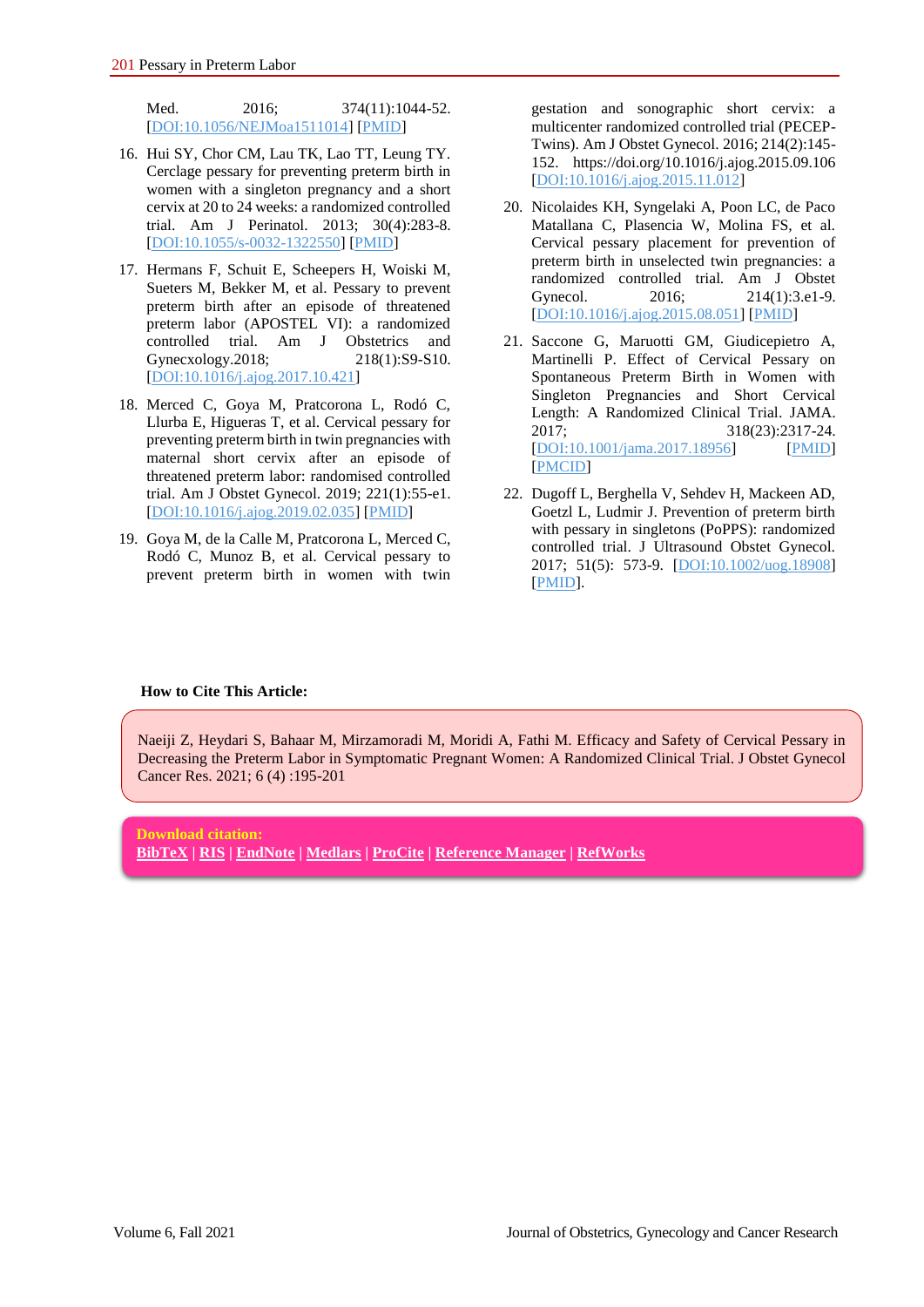Med. 2016; 374(11):1044-52. [DOI:10.1056/NEJMoa1511014] [PMID]

16. Hui SY, Chor CM, Lau TK, Lao TT, Leung TY. Cerclage pessary for preventing preterm birth in women with a singleton pregnancy and a short cervix at 20 to 24 weeks: a randomized controlled trial. Am J Perinatol. 2013; 30(4):283-8. [DOI:10.1055/s-0032-1322550] [PMID]

17. Hermans F, Schuit E, Scheepers H, Woiski M, Sueters M, Bekker M, et al. Pessary to prevent preterm birth after an episode of threatened preterm labor (APOSTEL VI): a randomized controlled trial. Am J Obstetrics and Gynecxology.2018; 218(1):S9-S10. [DOI:10.1016/j.ajog.2017.10.421]

18. Merced C, Goya M, Pratcorona L, Rodó C, Llurba E, Higueras T, et al. Cervical pessary for preventing preterm birth in twin pregnancies with maternal short cervix after an episode of threatened preterm labor: randomised controlled trial. Am J Obstet Gynecol. 2019; 221(1):55-e1. [DOI:10.1016/j.ajog.2019.02.035] [PMID]

19. Goya M, de la Calle M, Pratcorona L, Merced C, Rodó C, Munoz B, et al. Cervical pessary to prevent preterm birth in women with twin gestation and sonographic short cervix: a multicenter randomized controlled trial (PECEP-Twins). Am J Obstet Gynecol. 2016; 214(2):145-152. https://doi.org/10.1016/j.ajog.2015.09.106 [DOI:10.1016/j.ajog.2015.11.012]

20. Nicolaides KH, Syngelaki A, Poon LC, de Paco Matallana C, Plasencia W, Molina FS, et al. Cervical pessary placement for prevention of preterm birth in unselected twin pregnancies: a randomized controlled trial. Am J Obstet Gynecol. 2016; 214(1):3.e1-9. [DOI:10.1016/j.ajog.2015.08.051] [PMID]

21. Saccone G, Maruotti GM, Giudicepietro A, Martinelli P. Effect of Cervical Pessary on Spontaneous Preterm Birth in Women with Singleton Pregnancies and Short Cervical Length: A Randomized Clinical Trial. JAMA. 2017; 318(23):2317-24. [DOI:10.1001/jama.2017.18956] [PMID] [PMCID]

22. Dugoff L, Berghella V, Sehdev H, Mackeen AD, Goetzl L, Ludmir J. Prevention of preterm birth with pessary in singletons (PoPPS): randomized controlled trial. J Ultrasound Obstet Gynecol. 2017; 51(5): 573-9. [DOI:10.1002/uog.18908] [PMID].

**How to Cite This Article:**

Naeiji Z, Heydari S, Bahaar M, Mirzamoradi M, Moridi A, Fathi M. Efficacy and Safety of Cervical Pessary in Decreasing the Preterm Labor in Symptomatic Pregnant Women: A Randomized Clinical Trial. J Obstet Gynecol Cancer Res. 2021; 6 (4) :195-201

**Download citation:**
**BibTeX | RIS | EndNote | Medlars | ProCite | Reference Manager | RefWorks**